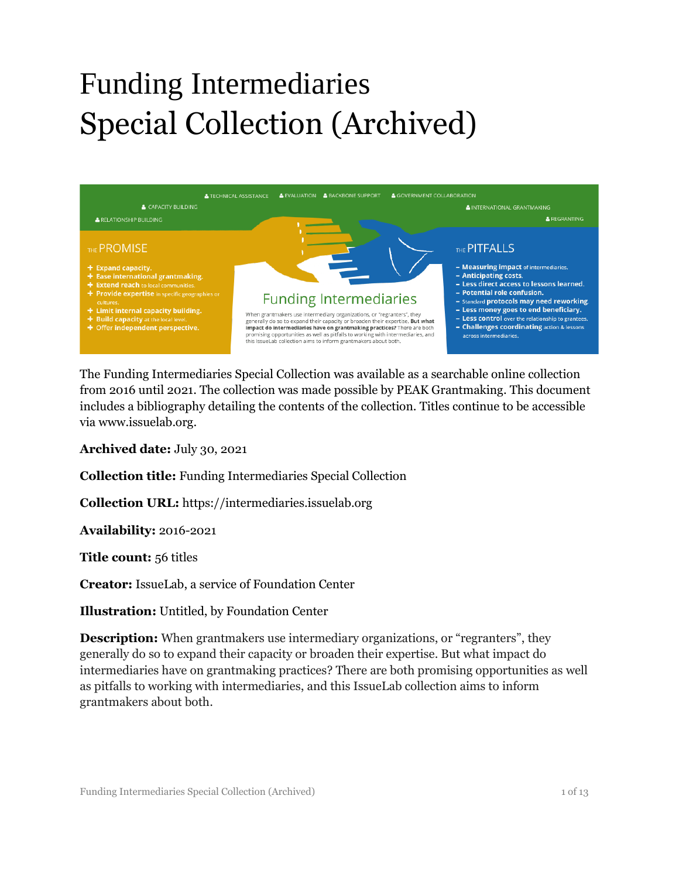# Funding Intermediaries Special Collection (Archived)

The Funding Intermediaries Special Collection was available as a searchable online collection from 2016 until 2021. The collection was made possible by PEAK Grantmaking. This document includes a bibliography detailing the contents of the collection. Titles continue to be accessible via www.issuelab.org.

**Archived date:** July 30, 2021

**Collection title:** Funding Intermediaries Special Collection

**Collection URL:** https://intermediaries.issuelab.org

**Availability:** 2016-2021

**Title count:** 56 titles

**Creator:** IssueLab, a service of Foundation Center

**Illustration:** Untitled, by Foundation Center

**Description:** When grantmakers use intermediary organizations, or "regranters", they generally do so to expand their capacity or broaden their expertise. But what impact do intermediaries have on grantmaking practices? There are both promising opportunities as well as pitfalls to working with intermediaries, and this IssueLab collection aims to inform grantmakers about both.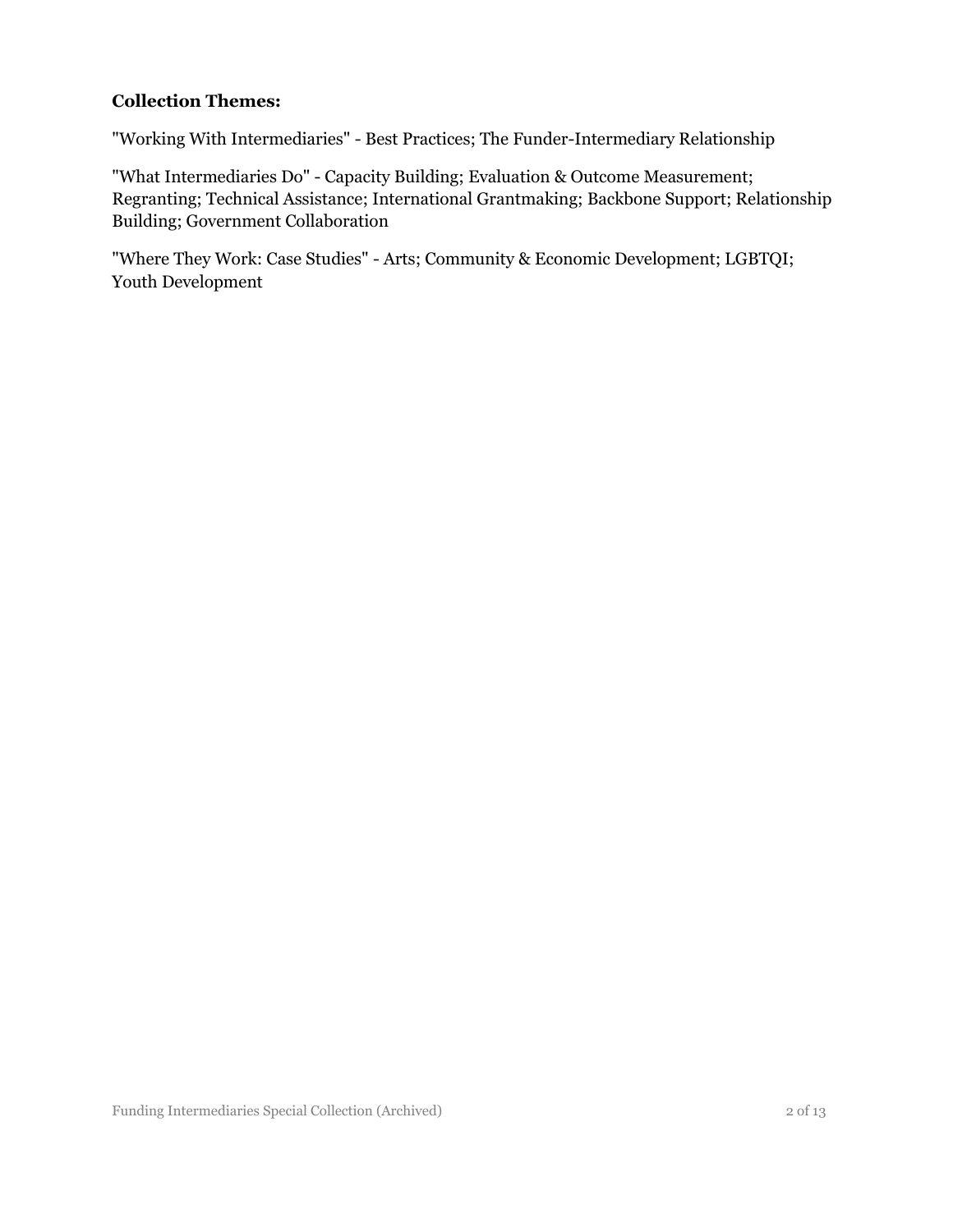**Collection Themes:**

"Working With Intermediaries" - Best Practices; The Funder-Intermediary Relationship

"What Intermediaries Do" - Capacity Building; Evaluation & Outcome Measurement; Regranting; Technical Assistance; International Grantmaking; Backbone Support; Relationship Building; Government Collaboration

"Where They Work: Case Studies" - Arts; Community & Economic Development; LGBTQI; Youth Development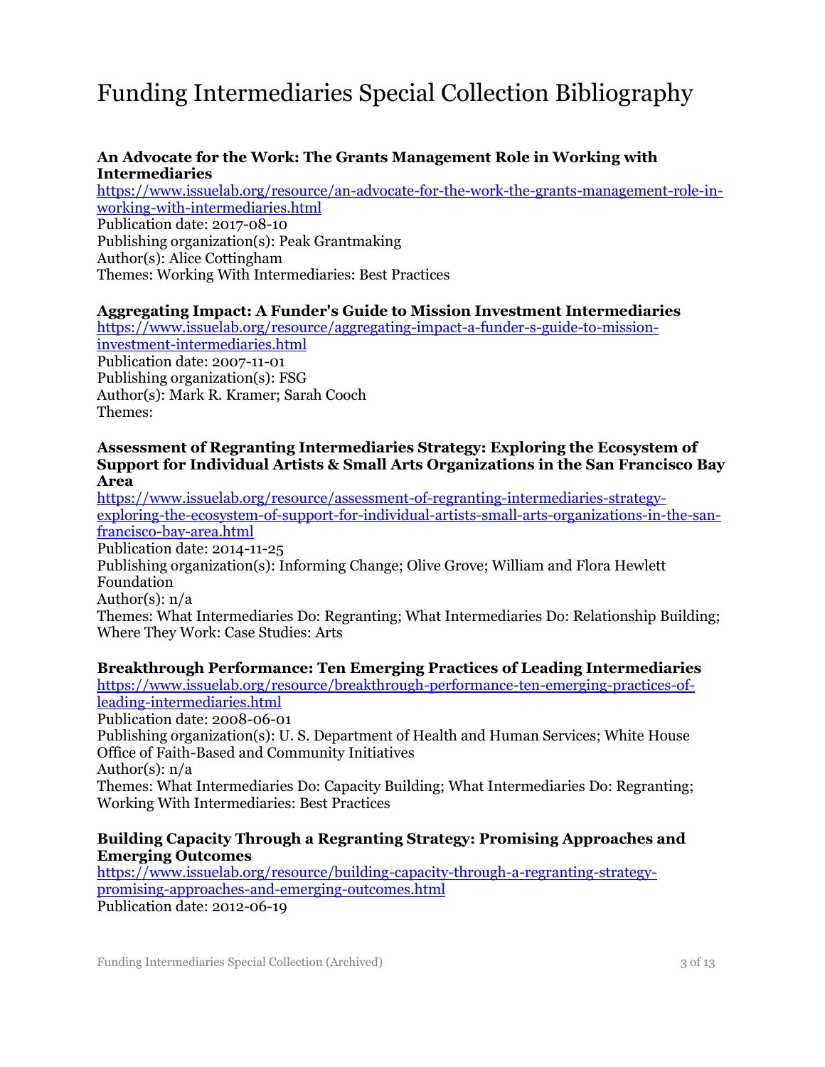# Funding Intermediaries Special Collection Bibliography

**An Advocate for the Work: The Grants Management Role in Working with Intermediaries**
https://www.issuelab.org/resource/an-advocate-for-the-work-the-grants-management-role-in-working-with-intermediaries.html
Publication date: 2017-08-10
Publishing organization(s): Peak Grantmaking
Author(s): Alice Cottingham
Themes: Working With Intermediaries: Best Practices

**Aggregating Impact: A Funder's Guide to Mission Investment Intermediaries**
https://www.issuelab.org/resource/aggregating-impact-a-funder-s-guide-to-mission-investment-intermediaries.html
Publication date: 2007-11-01
Publishing organization(s): FSG
Author(s): Mark R. Kramer; Sarah Cooch
Themes:

**Assessment of Regranting Intermediaries Strategy: Exploring the Ecosystem of Support for Individual Artists & Small Arts Organizations in the San Francisco Bay Area**
https://www.issuelab.org/resource/assessment-of-regranting-intermediaries-strategy-exploring-the-ecosystem-of-support-for-individual-artists-small-arts-organizations-in-the-san-francisco-bay-area.html
Publication date: 2014-11-25
Publishing organization(s): Informing Change; Olive Grove; William and Flora Hewlett Foundation
Author(s): n/a
Themes: What Intermediaries Do: Regranting; What Intermediaries Do: Relationship Building; Where They Work: Case Studies: Arts

**Breakthrough Performance: Ten Emerging Practices of Leading Intermediaries**
https://www.issuelab.org/resource/breakthrough-performance-ten-emerging-practices-of-leading-intermediaries.html
Publication date: 2008-06-01
Publishing organization(s): U. S. Department of Health and Human Services; White House Office of Faith-Based and Community Initiatives
Author(s): n/a
Themes: What Intermediaries Do: Capacity Building; What Intermediaries Do: Regranting; Working With Intermediaries: Best Practices

**Building Capacity Through a Regranting Strategy: Promising Approaches and Emerging Outcomes**
https://www.issuelab.org/resource/building-capacity-through-a-regranting-strategy-promising-approaches-and-emerging-outcomes.html
Publication date: 2012-06-19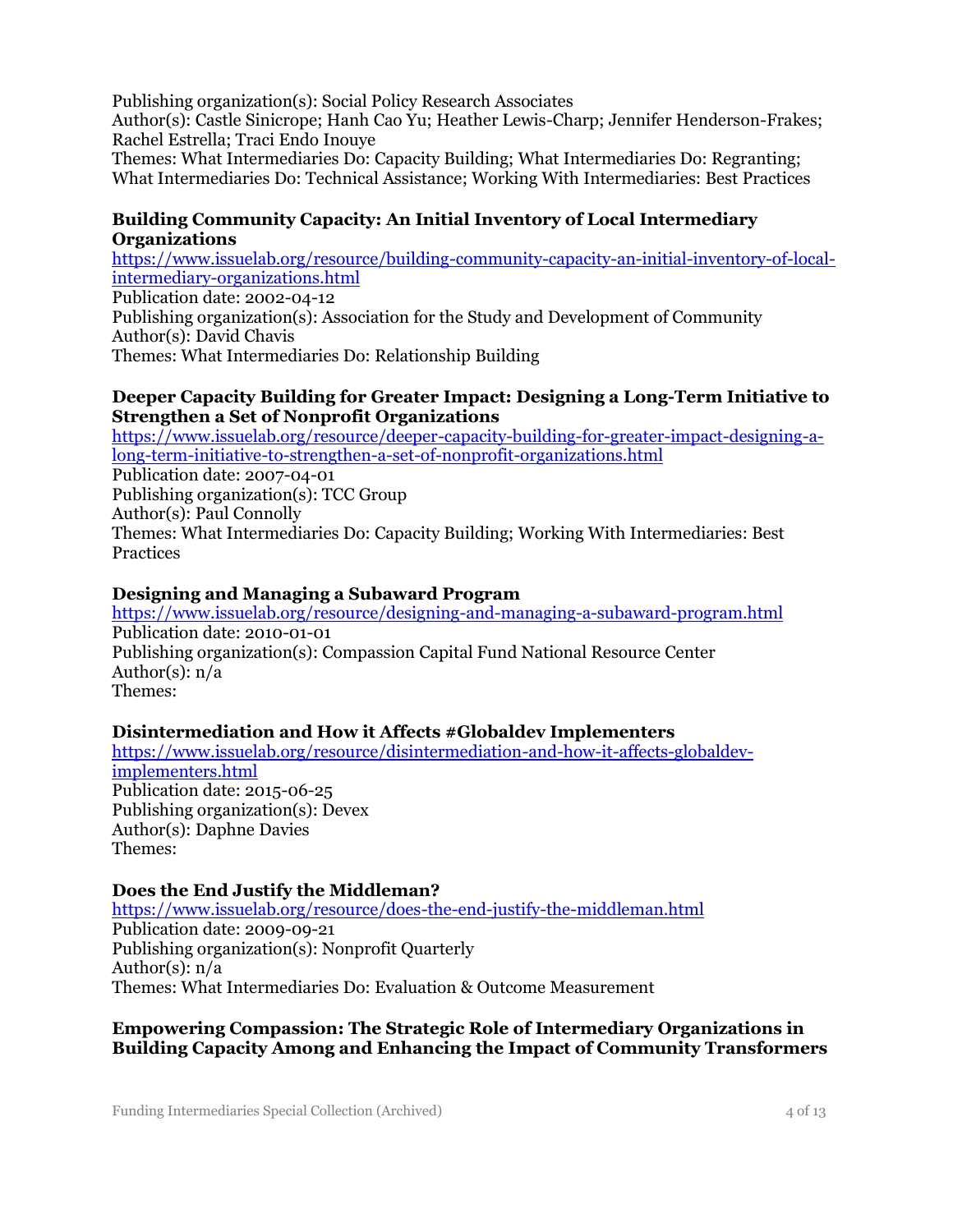Publishing organization(s): Social Policy Research Associates
Author(s): Castle Sinicrope; Hanh Cao Yu; Heather Lewis-Charp; Jennifer Henderson-Frakes; Rachel Estrella; Traci Endo Inouye
Themes: What Intermediaries Do: Capacity Building; What Intermediaries Do: Regranting; What Intermediaries Do: Technical Assistance; Working With Intermediaries: Best Practices

**Building Community Capacity: An Initial Inventory of Local Intermediary Organizations**
https://www.issuelab.org/resource/building-community-capacity-an-initial-inventory-of-local-intermediary-organizations.html
Publication date: 2002-04-12
Publishing organization(s): Association for the Study and Development of Community
Author(s): David Chavis
Themes: What Intermediaries Do: Relationship Building

**Deeper Capacity Building for Greater Impact: Designing a Long-Term Initiative to Strengthen a Set of Nonprofit Organizations**
https://www.issuelab.org/resource/deeper-capacity-building-for-greater-impact-designing-a-long-term-initiative-to-strengthen-a-set-of-nonprofit-organizations.html
Publication date: 2007-04-01
Publishing organization(s): TCC Group
Author(s): Paul Connolly
Themes: What Intermediaries Do: Capacity Building; Working With Intermediaries: Best Practices

**Designing and Managing a Subaward Program**
https://www.issuelab.org/resource/designing-and-managing-a-subaward-program.html
Publication date: 2010-01-01
Publishing organization(s): Compassion Capital Fund National Resource Center
Author(s): n/a
Themes:

**Disintermediation and How it Affects #Globaldev Implementers**
https://www.issuelab.org/resource/disintermediation-and-how-it-affects-globaldev-implementers.html
Publication date: 2015-06-25
Publishing organization(s): Devex
Author(s): Daphne Davies
Themes:

**Does the End Justify the Middleman?**
https://www.issuelab.org/resource/does-the-end-justify-the-middleman.html
Publication date: 2009-09-21
Publishing organization(s): Nonprofit Quarterly
Author(s): n/a
Themes: What Intermediaries Do: Evaluation & Outcome Measurement

**Empowering Compassion: The Strategic Role of Intermediary Organizations in Building Capacity Among and Enhancing the Impact of Community Transformers**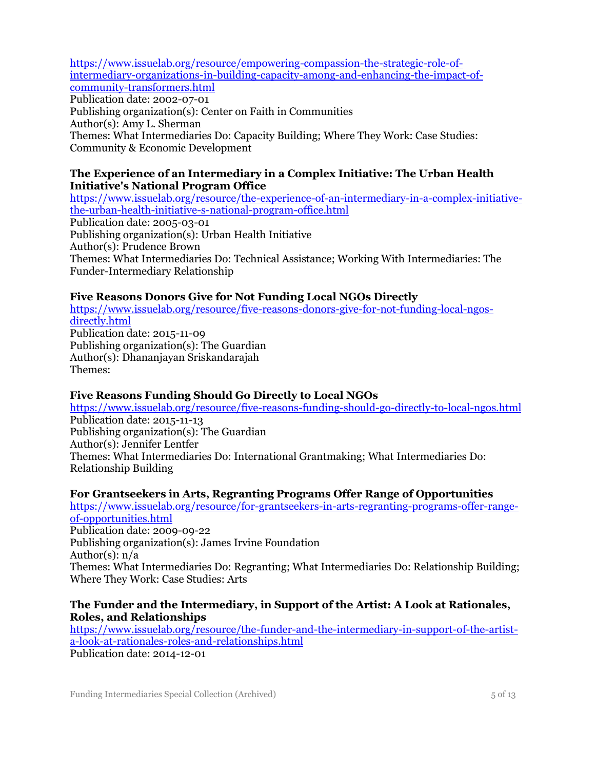https://www.issuelab.org/resource/empowering-compassion-the-strategic-role-of-intermediary-organizations-in-building-capacity-among-and-enhancing-the-impact-of-community-transformers.html
Publication date: 2002-07-01
Publishing organization(s): Center on Faith in Communities
Author(s): Amy L. Sherman
Themes: What Intermediaries Do: Capacity Building; Where They Work: Case Studies: Community & Economic Development

**The Experience of an Intermediary in a Complex Initiative: The Urban Health Initiative's National Program Office**
https://www.issuelab.org/resource/the-experience-of-an-intermediary-in-a-complex-initiative-the-urban-health-initiative-s-national-program-office.html
Publication date: 2005-03-01
Publishing organization(s): Urban Health Initiative
Author(s): Prudence Brown
Themes: What Intermediaries Do: Technical Assistance; Working With Intermediaries: The Funder-Intermediary Relationship

**Five Reasons Donors Give for Not Funding Local NGOs Directly**
https://www.issuelab.org/resource/five-reasons-donors-give-for-not-funding-local-ngos-directly.html
Publication date: 2015-11-09
Publishing organization(s): The Guardian
Author(s): Dhananjayan Sriskandarajah
Themes:

**Five Reasons Funding Should Go Directly to Local NGOs**
https://www.issuelab.org/resource/five-reasons-funding-should-go-directly-to-local-ngos.html
Publication date: 2015-11-13
Publishing organization(s): The Guardian
Author(s): Jennifer Lentfer
Themes: What Intermediaries Do: International Grantmaking; What Intermediaries Do: Relationship Building

**For Grantseekers in Arts, Regranting Programs Offer Range of Opportunities**
https://www.issuelab.org/resource/for-grantseekers-in-arts-regranting-programs-offer-range-of-opportunities.html
Publication date: 2009-09-22
Publishing organization(s): James Irvine Foundation
Author(s): n/a
Themes: What Intermediaries Do: Regranting; What Intermediaries Do: Relationship Building; Where They Work: Case Studies: Arts

**The Funder and the Intermediary, in Support of the Artist: A Look at Rationales, Roles, and Relationships**
https://www.issuelab.org/resource/the-funder-and-the-intermediary-in-support-of-the-artist-a-look-at-rationales-roles-and-relationships.html
Publication date: 2014-12-01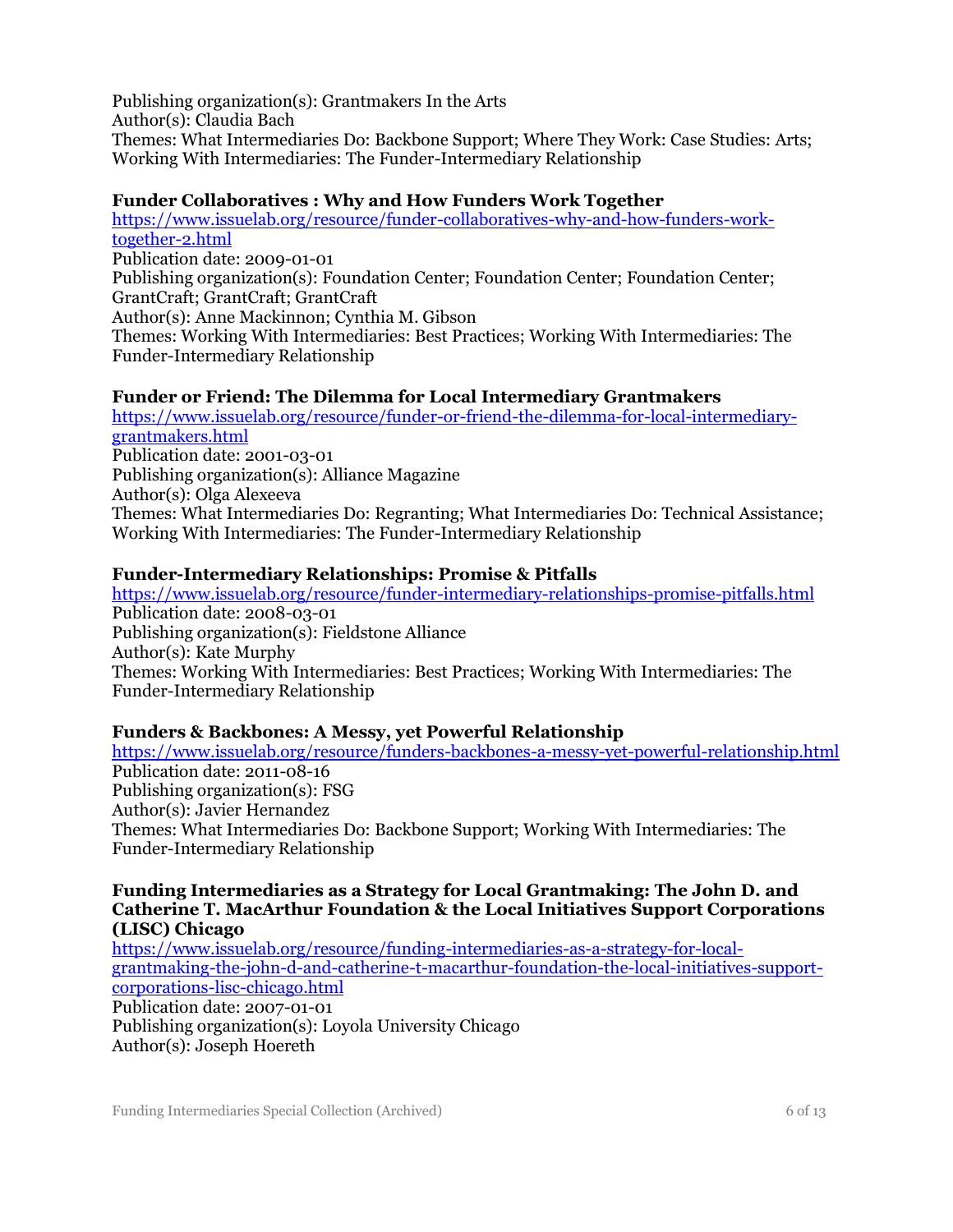Publishing organization(s): Grantmakers In the Arts
Author(s): Claudia Bach
Themes: What Intermediaries Do: Backbone Support; Where They Work: Case Studies: Arts; Working With Intermediaries: The Funder-Intermediary Relationship

**Funder Collaboratives : Why and How Funders Work Together**
https://www.issuelab.org/resource/funder-collaboratives-why-and-how-funders-work-together-2.html
Publication date: 2009-01-01
Publishing organization(s): Foundation Center; Foundation Center; Foundation Center; GrantCraft; GrantCraft; GrantCraft
Author(s): Anne Mackinnon; Cynthia M. Gibson
Themes: Working With Intermediaries: Best Practices; Working With Intermediaries: The Funder-Intermediary Relationship

**Funder or Friend: The Dilemma for Local Intermediary Grantmakers**
https://www.issuelab.org/resource/funder-or-friend-the-dilemma-for-local-intermediary-grantmakers.html
Publication date: 2001-03-01
Publishing organization(s): Alliance Magazine
Author(s): Olga Alexeeva
Themes: What Intermediaries Do: Regranting; What Intermediaries Do: Technical Assistance; Working With Intermediaries: The Funder-Intermediary Relationship

**Funder-Intermediary Relationships: Promise & Pitfalls**
https://www.issuelab.org/resource/funder-intermediary-relationships-promise-pitfalls.html
Publication date: 2008-03-01
Publishing organization(s): Fieldstone Alliance
Author(s): Kate Murphy
Themes: Working With Intermediaries: Best Practices; Working With Intermediaries: The Funder-Intermediary Relationship

**Funders & Backbones: A Messy, yet Powerful Relationship**
https://www.issuelab.org/resource/funders-backbones-a-messy-yet-powerful-relationship.html
Publication date: 2011-08-16
Publishing organization(s): FSG
Author(s): Javier Hernandez
Themes: What Intermediaries Do: Backbone Support; Working With Intermediaries: The Funder-Intermediary Relationship

**Funding Intermediaries as a Strategy for Local Grantmaking: The John D. and Catherine T. MacArthur Foundation & the Local Initiatives Support Corporations (LISC) Chicago**
https://www.issuelab.org/resource/funding-intermediaries-as-a-strategy-for-local-grantmaking-the-john-d-and-catherine-t-macarthur-foundation-the-local-initiatives-support-corporations-lisc-chicago.html
Publication date: 2007-01-01
Publishing organization(s): Loyola University Chicago
Author(s): Joseph Hoereth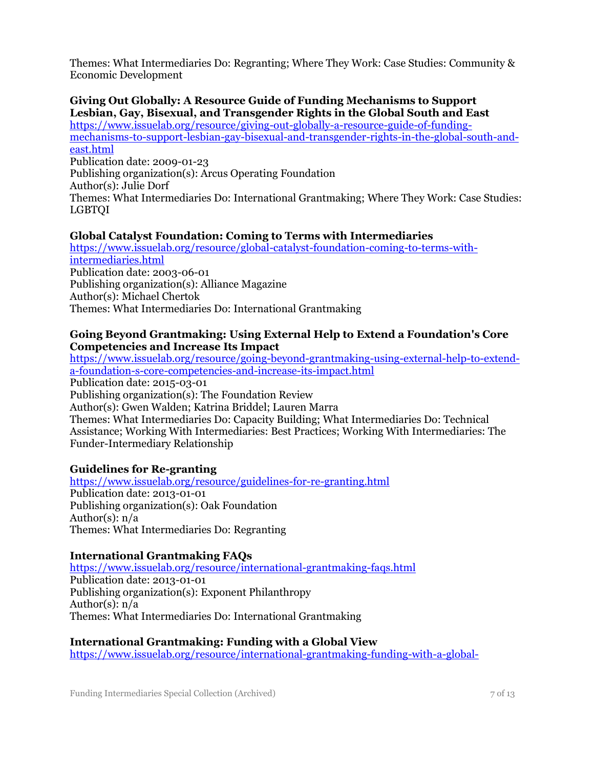Themes: What Intermediaries Do: Regranting; Where They Work: Case Studies: Community & Economic Development

**Giving Out Globally: A Resource Guide of Funding Mechanisms to Support Lesbian, Gay, Bisexual, and Transgender Rights in the Global South and East**
https://www.issuelab.org/resource/giving-out-globally-a-resource-guide-of-funding-mechanisms-to-support-lesbian-gay-bisexual-and-transgender-rights-in-the-global-south-and-east.html
Publication date: 2009-01-23
Publishing organization(s): Arcus Operating Foundation
Author(s): Julie Dorf
Themes: What Intermediaries Do: International Grantmaking; Where They Work: Case Studies: LGBTQI

**Global Catalyst Foundation: Coming to Terms with Intermediaries**
https://www.issuelab.org/resource/global-catalyst-foundation-coming-to-terms-with-intermediaries.html
Publication date: 2003-06-01
Publishing organization(s): Alliance Magazine
Author(s): Michael Chertok
Themes: What Intermediaries Do: International Grantmaking

**Going Beyond Grantmaking: Using External Help to Extend a Foundation's Core Competencies and Increase Its Impact**
https://www.issuelab.org/resource/going-beyond-grantmaking-using-external-help-to-extend-a-foundation-s-core-competencies-and-increase-its-impact.html
Publication date: 2015-03-01
Publishing organization(s): The Foundation Review
Author(s): Gwen Walden; Katrina Briddel; Lauren Marra
Themes: What Intermediaries Do: Capacity Building; What Intermediaries Do: Technical Assistance; Working With Intermediaries: Best Practices; Working With Intermediaries: The Funder-Intermediary Relationship

**Guidelines for Re-granting**
https://www.issuelab.org/resource/guidelines-for-re-granting.html
Publication date: 2013-01-01
Publishing organization(s): Oak Foundation
Author(s): n/a
Themes: What Intermediaries Do: Regranting

**International Grantmaking FAQs**
https://www.issuelab.org/resource/international-grantmaking-faqs.html
Publication date: 2013-01-01
Publishing organization(s): Exponent Philanthropy
Author(s): n/a
Themes: What Intermediaries Do: International Grantmaking

**International Grantmaking: Funding with a Global View**
https://www.issuelab.org/resource/international-grantmaking-funding-with-a-global-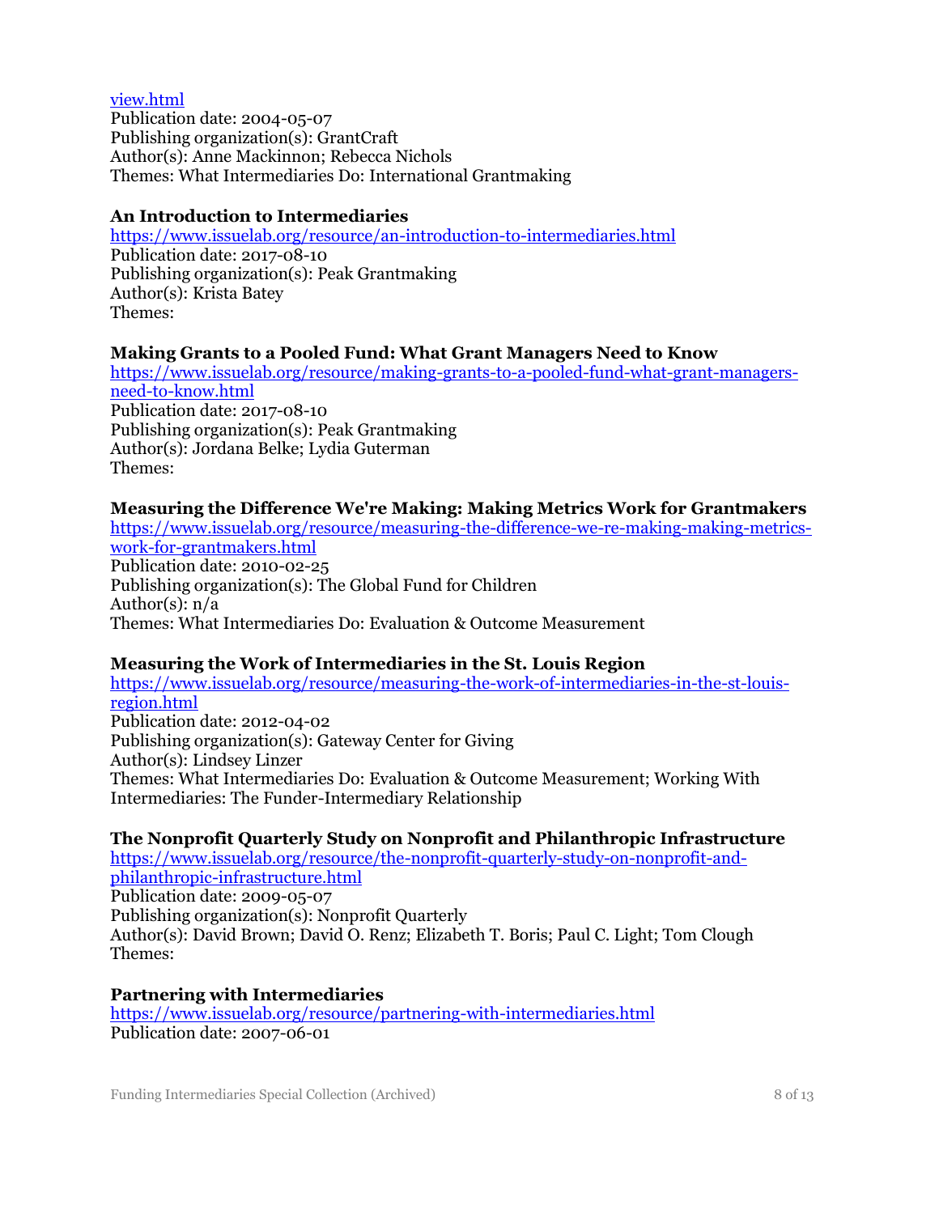[view.html](view.html)
Publication date: 2004-05-07
Publishing organization(s): GrantCraft
Author(s): Anne Mackinnon; Rebecca Nichols
Themes: What Intermediaries Do: International Grantmaking

**An Introduction to Intermediaries**
[https://www.issuelab.org/resource/an-introduction-to-intermediaries.html](https://www.issuelab.org/resource/an-introduction-to-intermediaries.html)
Publication date: 2017-08-10
Publishing organization(s): Peak Grantmaking
Author(s): Krista Batey
Themes:

**Making Grants to a Pooled Fund: What Grant Managers Need to Know**
[https://www.issuelab.org/resource/making-grants-to-a-pooled-fund-what-grant-managers-need-to-know.html](https://www.issuelab.org/resource/making-grants-to-a-pooled-fund-what-grant-managers-need-to-know.html)
Publication date: 2017-08-10
Publishing organization(s): Peak Grantmaking
Author(s): Jordana Belke; Lydia Guterman
Themes:

**Measuring the Difference We're Making: Making Metrics Work for Grantmakers**
[https://www.issuelab.org/resource/measuring-the-difference-we-re-making-making-metrics-work-for-grantmakers.html](https://www.issuelab.org/resource/measuring-the-difference-we-re-making-making-metrics-work-for-grantmakers.html)
Publication date: 2010-02-25
Publishing organization(s): The Global Fund for Children
Author(s): n/a
Themes: What Intermediaries Do: Evaluation & Outcome Measurement

**Measuring the Work of Intermediaries in the St. Louis Region**
[https://www.issuelab.org/resource/measuring-the-work-of-intermediaries-in-the-st-louis-region.html](https://www.issuelab.org/resource/measuring-the-work-of-intermediaries-in-the-st-louis-region.html)
Publication date: 2012-04-02
Publishing organization(s): Gateway Center for Giving
Author(s): Lindsey Linzer
Themes: What Intermediaries Do: Evaluation & Outcome Measurement; Working With Intermediaries: The Funder-Intermediary Relationship

**The Nonprofit Quarterly Study on Nonprofit and Philanthropic Infrastructure**
[https://www.issuelab.org/resource/the-nonprofit-quarterly-study-on-nonprofit-and-philanthropic-infrastructure.html](https://www.issuelab.org/resource/the-nonprofit-quarterly-study-on-nonprofit-and-philanthropic-infrastructure.html)
Publication date: 2009-05-07
Publishing organization(s): Nonprofit Quarterly
Author(s): David Brown; David O. Renz; Elizabeth T. Boris; Paul C. Light; Tom Clough
Themes:

**Partnering with Intermediaries**
[https://www.issuelab.org/resource/partnering-with-intermediaries.html](https://www.issuelab.org/resource/partnering-with-intermediaries.html)
Publication date: 2007-06-01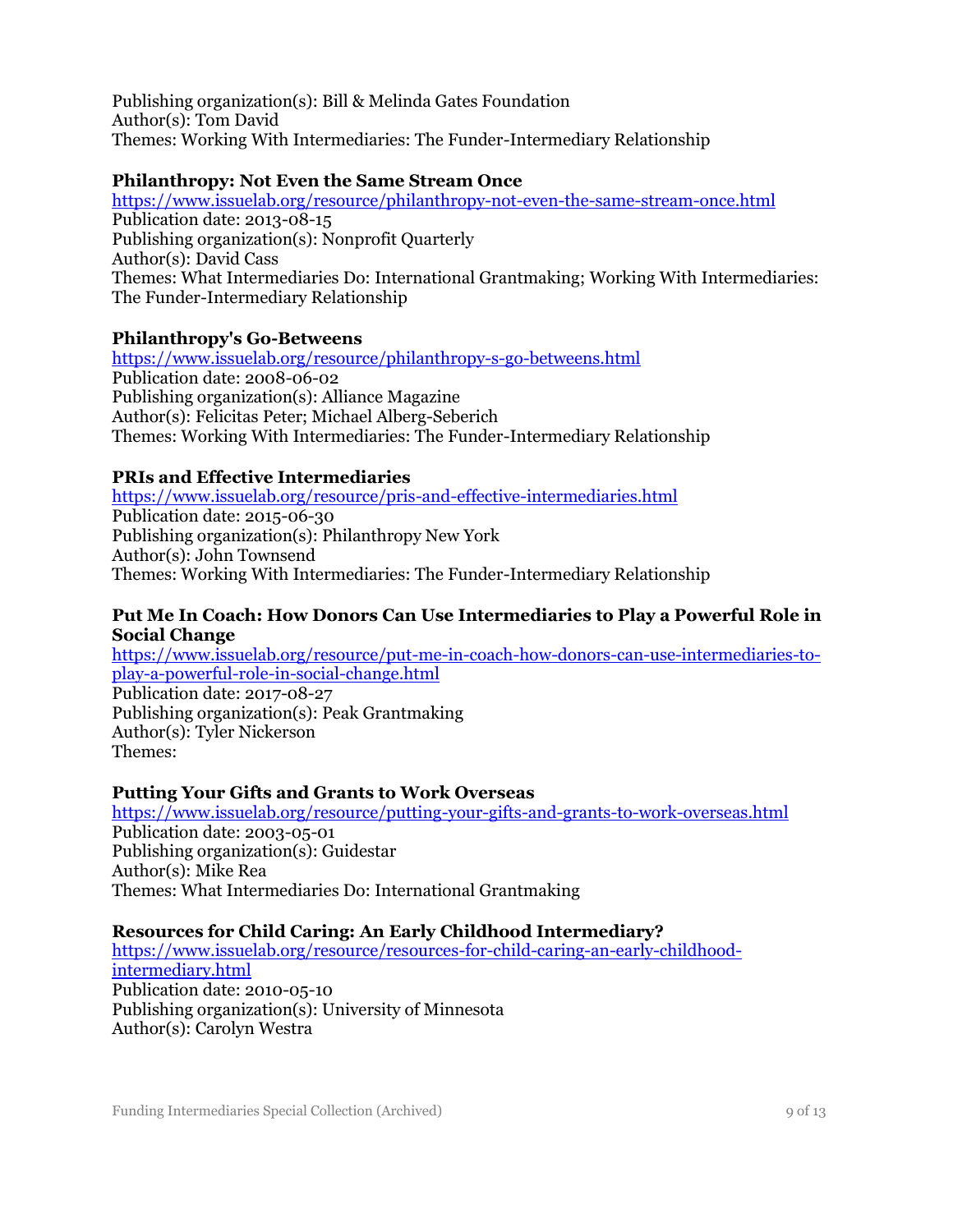Publishing organization(s): Bill & Melinda Gates Foundation
Author(s): Tom David
Themes: Working With Intermediaries: The Funder-Intermediary Relationship

**Philanthropy: Not Even the Same Stream Once**
https://www.issuelab.org/resource/philanthropy-not-even-the-same-stream-once.html
Publication date: 2013-08-15
Publishing organization(s): Nonprofit Quarterly
Author(s): David Cass
Themes: What Intermediaries Do: International Grantmaking; Working With Intermediaries: The Funder-Intermediary Relationship

**Philanthropy's Go-Betweens**
https://www.issuelab.org/resource/philanthropy-s-go-betweens.html
Publication date: 2008-06-02
Publishing organization(s): Alliance Magazine
Author(s): Felicitas Peter; Michael Alberg-Seberich
Themes: Working With Intermediaries: The Funder-Intermediary Relationship

**PRIs and Effective Intermediaries**
https://www.issuelab.org/resource/pris-and-effective-intermediaries.html
Publication date: 2015-06-30
Publishing organization(s): Philanthropy New York
Author(s): John Townsend
Themes: Working With Intermediaries: The Funder-Intermediary Relationship

**Put Me In Coach: How Donors Can Use Intermediaries to Play a Powerful Role in Social Change**
https://www.issuelab.org/resource/put-me-in-coach-how-donors-can-use-intermediaries-to-play-a-powerful-role-in-social-change.html
Publication date: 2017-08-27
Publishing organization(s): Peak Grantmaking
Author(s): Tyler Nickerson
Themes:

**Putting Your Gifts and Grants to Work Overseas**
https://www.issuelab.org/resource/putting-your-gifts-and-grants-to-work-overseas.html
Publication date: 2003-05-01
Publishing organization(s): Guidestar
Author(s): Mike Rea
Themes: What Intermediaries Do: International Grantmaking

**Resources for Child Caring: An Early Childhood Intermediary?**
https://www.issuelab.org/resource/resources-for-child-caring-an-early-childhood-intermediary.html
Publication date: 2010-05-10
Publishing organization(s): University of Minnesota
Author(s): Carolyn Westra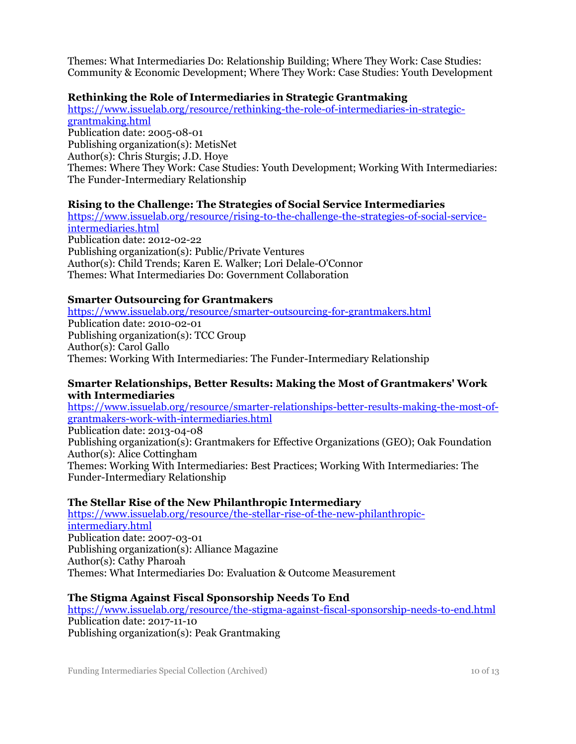Themes: What Intermediaries Do: Relationship Building; Where They Work: Case Studies: Community & Economic Development; Where They Work: Case Studies: Youth Development

**Rethinking the Role of Intermediaries in Strategic Grantmaking**
https://www.issuelab.org/resource/rethinking-the-role-of-intermediaries-in-strategic-grantmaking.html
Publication date: 2005-08-01
Publishing organization(s): MetisNet
Author(s): Chris Sturgis; J.D. Hoye
Themes: Where They Work: Case Studies: Youth Development; Working With Intermediaries: The Funder-Intermediary Relationship

**Rising to the Challenge: The Strategies of Social Service Intermediaries**
https://www.issuelab.org/resource/rising-to-the-challenge-the-strategies-of-social-service-intermediaries.html
Publication date: 2012-02-22
Publishing organization(s): Public/Private Ventures
Author(s): Child Trends; Karen E. Walker; Lori Delale-O'Connor
Themes: What Intermediaries Do: Government Collaboration

**Smarter Outsourcing for Grantmakers**
https://www.issuelab.org/resource/smarter-outsourcing-for-grantmakers.html
Publication date: 2010-02-01
Publishing organization(s): TCC Group
Author(s): Carol Gallo
Themes: Working With Intermediaries: The Funder-Intermediary Relationship

**Smarter Relationships, Better Results: Making the Most of Grantmakers' Work with Intermediaries**
https://www.issuelab.org/resource/smarter-relationships-better-results-making-the-most-of-grantmakers-work-with-intermediaries.html
Publication date: 2013-04-08
Publishing organization(s): Grantmakers for Effective Organizations (GEO); Oak Foundation
Author(s): Alice Cottingham
Themes: Working With Intermediaries: Best Practices; Working With Intermediaries: The Funder-Intermediary Relationship

**The Stellar Rise of the New Philanthropic Intermediary**
https://www.issuelab.org/resource/the-stellar-rise-of-the-new-philanthropic-intermediary.html
Publication date: 2007-03-01
Publishing organization(s): Alliance Magazine
Author(s): Cathy Pharoah
Themes: What Intermediaries Do: Evaluation & Outcome Measurement

**The Stigma Against Fiscal Sponsorship Needs To End**
https://www.issuelab.org/resource/the-stigma-against-fiscal-sponsorship-needs-to-end.html
Publication date: 2017-11-10
Publishing organization(s): Peak Grantmaking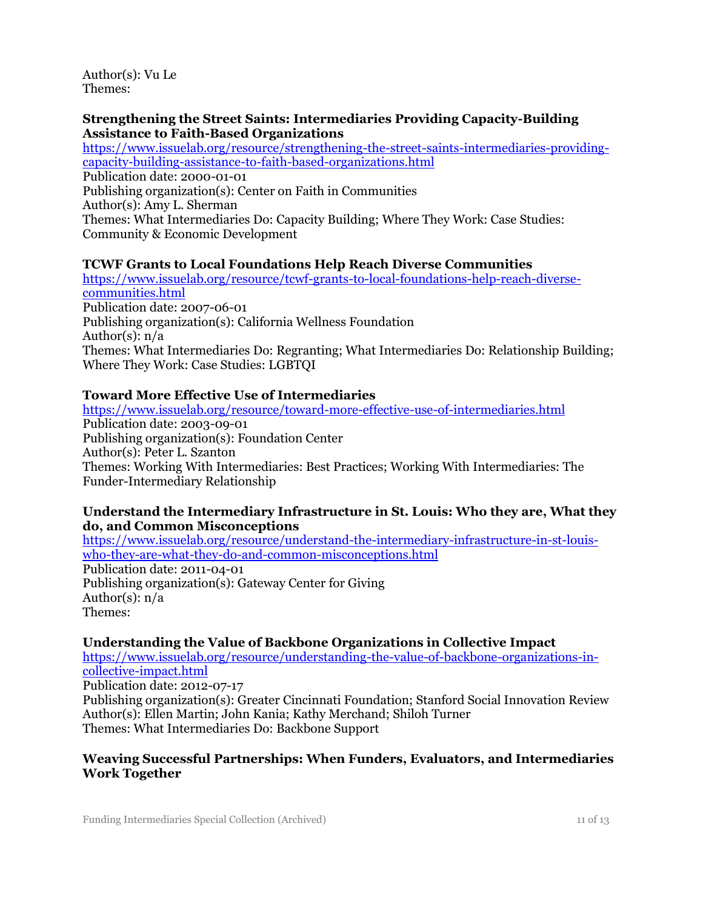Author(s): Vu Le
Themes:

**Strengthening the Street Saints: Intermediaries Providing Capacity-Building Assistance to Faith-Based Organizations**
https://www.issuelab.org/resource/strengthening-the-street-saints-intermediaries-providing-capacity-building-assistance-to-faith-based-organizations.html
Publication date: 2000-01-01
Publishing organization(s): Center on Faith in Communities
Author(s): Amy L. Sherman
Themes: What Intermediaries Do: Capacity Building; Where They Work: Case Studies: Community & Economic Development

**TCWF Grants to Local Foundations Help Reach Diverse Communities**
https://www.issuelab.org/resource/tcwf-grants-to-local-foundations-help-reach-diverse-communities.html
Publication date: 2007-06-01
Publishing organization(s): California Wellness Foundation
Author(s): n/a
Themes: What Intermediaries Do: Regranting; What Intermediaries Do: Relationship Building; Where They Work: Case Studies: LGBTQI

**Toward More Effective Use of Intermediaries**
https://www.issuelab.org/resource/toward-more-effective-use-of-intermediaries.html
Publication date: 2003-09-01
Publishing organization(s): Foundation Center
Author(s): Peter L. Szanton
Themes: Working With Intermediaries: Best Practices; Working With Intermediaries: The Funder-Intermediary Relationship

**Understand the Intermediary Infrastructure in St. Louis: Who they are, What they do, and Common Misconceptions**
https://www.issuelab.org/resource/understand-the-intermediary-infrastructure-in-st-louis-who-they-are-what-they-do-and-common-misconceptions.html
Publication date: 2011-04-01
Publishing organization(s): Gateway Center for Giving
Author(s): n/a
Themes:

**Understanding the Value of Backbone Organizations in Collective Impact**
https://www.issuelab.org/resource/understanding-the-value-of-backbone-organizations-in-collective-impact.html
Publication date: 2012-07-17
Publishing organization(s): Greater Cincinnati Foundation; Stanford Social Innovation Review
Author(s): Ellen Martin; John Kania; Kathy Merchand; Shiloh Turner
Themes: What Intermediaries Do: Backbone Support

**Weaving Successful Partnerships: When Funders, Evaluators, and Intermediaries Work Together**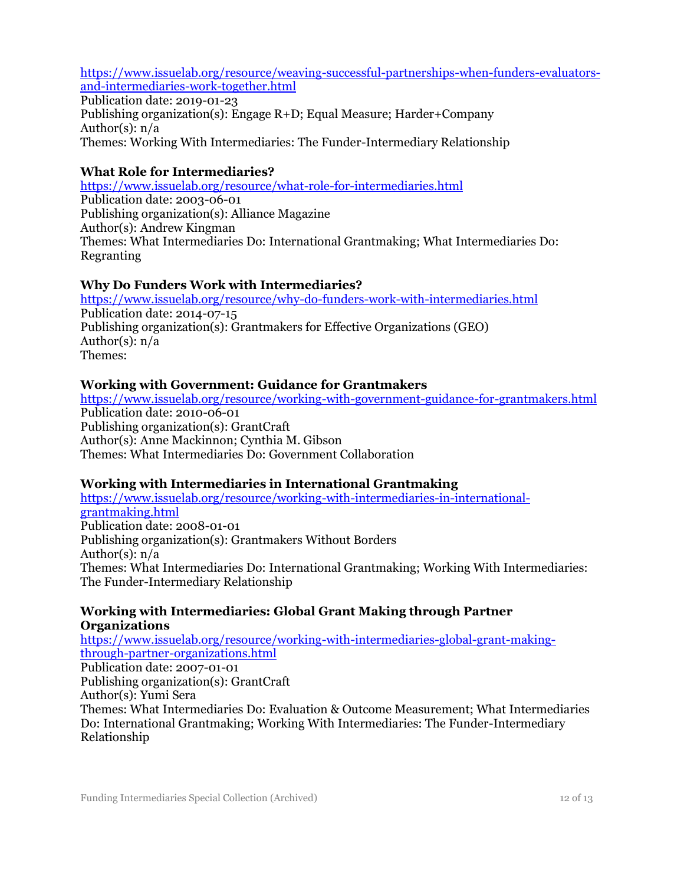https://www.issuelab.org/resource/weaving-successful-partnerships-when-funders-evaluators-and-intermediaries-work-together.html
Publication date: 2019-01-23
Publishing organization(s): Engage R+D; Equal Measure; Harder+Company
Author(s): n/a
Themes: Working With Intermediaries: The Funder-Intermediary Relationship

**What Role for Intermediaries?**
https://www.issuelab.org/resource/what-role-for-intermediaries.html
Publication date: 2003-06-01
Publishing organization(s): Alliance Magazine
Author(s): Andrew Kingman
Themes: What Intermediaries Do: International Grantmaking; What Intermediaries Do: Regranting

**Why Do Funders Work with Intermediaries?**
https://www.issuelab.org/resource/why-do-funders-work-with-intermediaries.html
Publication date: 2014-07-15
Publishing organization(s): Grantmakers for Effective Organizations (GEO)
Author(s): n/a
Themes:

**Working with Government: Guidance for Grantmakers**
https://www.issuelab.org/resource/working-with-government-guidance-for-grantmakers.html
Publication date: 2010-06-01
Publishing organization(s): GrantCraft
Author(s): Anne Mackinnon; Cynthia M. Gibson
Themes: What Intermediaries Do: Government Collaboration

**Working with Intermediaries in International Grantmaking**
https://www.issuelab.org/resource/working-with-intermediaries-in-international-grantmaking.html
Publication date: 2008-01-01
Publishing organization(s): Grantmakers Without Borders
Author(s): n/a
Themes: What Intermediaries Do: International Grantmaking; Working With Intermediaries: The Funder-Intermediary Relationship

**Working with Intermediaries: Global Grant Making through Partner Organizations**
https://www.issuelab.org/resource/working-with-intermediaries-global-grant-making-through-partner-organizations.html
Publication date: 2007-01-01
Publishing organization(s): GrantCraft
Author(s): Yumi Sera
Themes: What Intermediaries Do: Evaluation & Outcome Measurement; What Intermediaries Do: International Grantmaking; Working With Intermediaries: The Funder-Intermediary Relationship